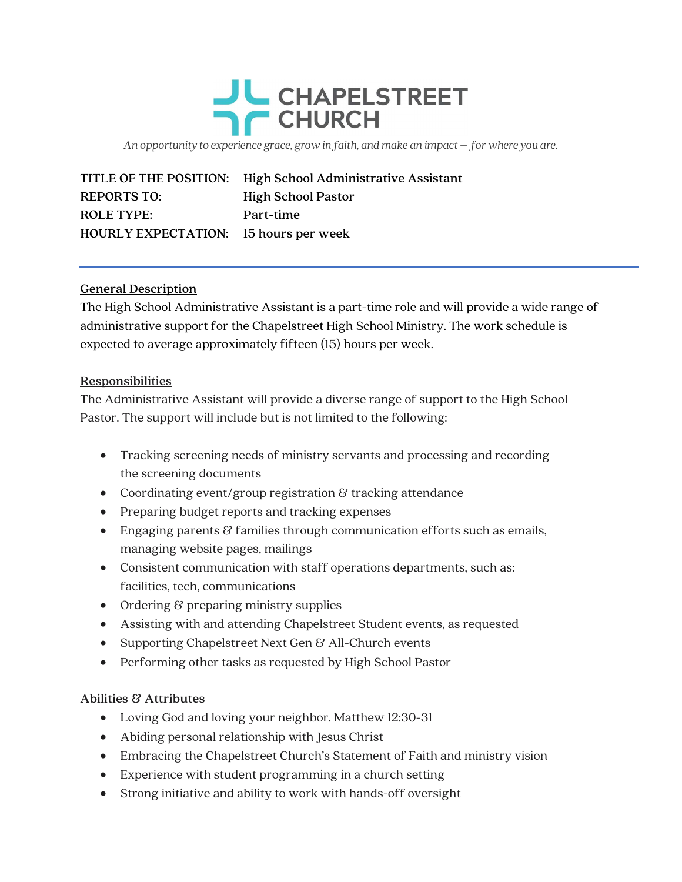# CHAPELSTREET CHURCH

*An opportunity to experience grace, grow in faith, and make an impact — for where you are.*

**TITLE OF THE POSITION:** **High School Administrative Assistant**
**REPORTS TO:** **High School Pastor**
**ROLE TYPE:** **Part-time**
**HOURLY EXPECTATION:** **15 hours per week**

---

## General Description

The High School Administrative Assistant is a part-time role and will provide a wide range of administrative support for the Chapelstreet High School Ministry. The work schedule is expected to average approximately fifteen (15) hours per week.

## Responsibilities

The Administrative Assistant will provide a diverse range of support to the High School Pastor. The support will include but is not limited to the following:

- Tracking screening needs of ministry servants and processing and recording the screening documents
- Coordinating event/group registration & tracking attendance
- Preparing budget reports and tracking expenses
- Engaging parents & families through communication efforts such as emails, managing website pages, mailings
- Consistent communication with staff operations departments, such as: facilities, tech, communications
- Ordering & preparing ministry supplies
- Assisting with and attending Chapelstreet Student events, as requested
- Supporting Chapelstreet Next Gen & All-Church events
- Performing other tasks as requested by High School Pastor

## Abilities & Attributes

- Loving God and loving your neighbor. Matthew 12:30-31
- Abiding personal relationship with Jesus Christ
- Embracing the Chapelstreet Church's Statement of Faith and ministry vision
- Experience with student programming in a church setting
- Strong initiative and ability to work with hands-off oversight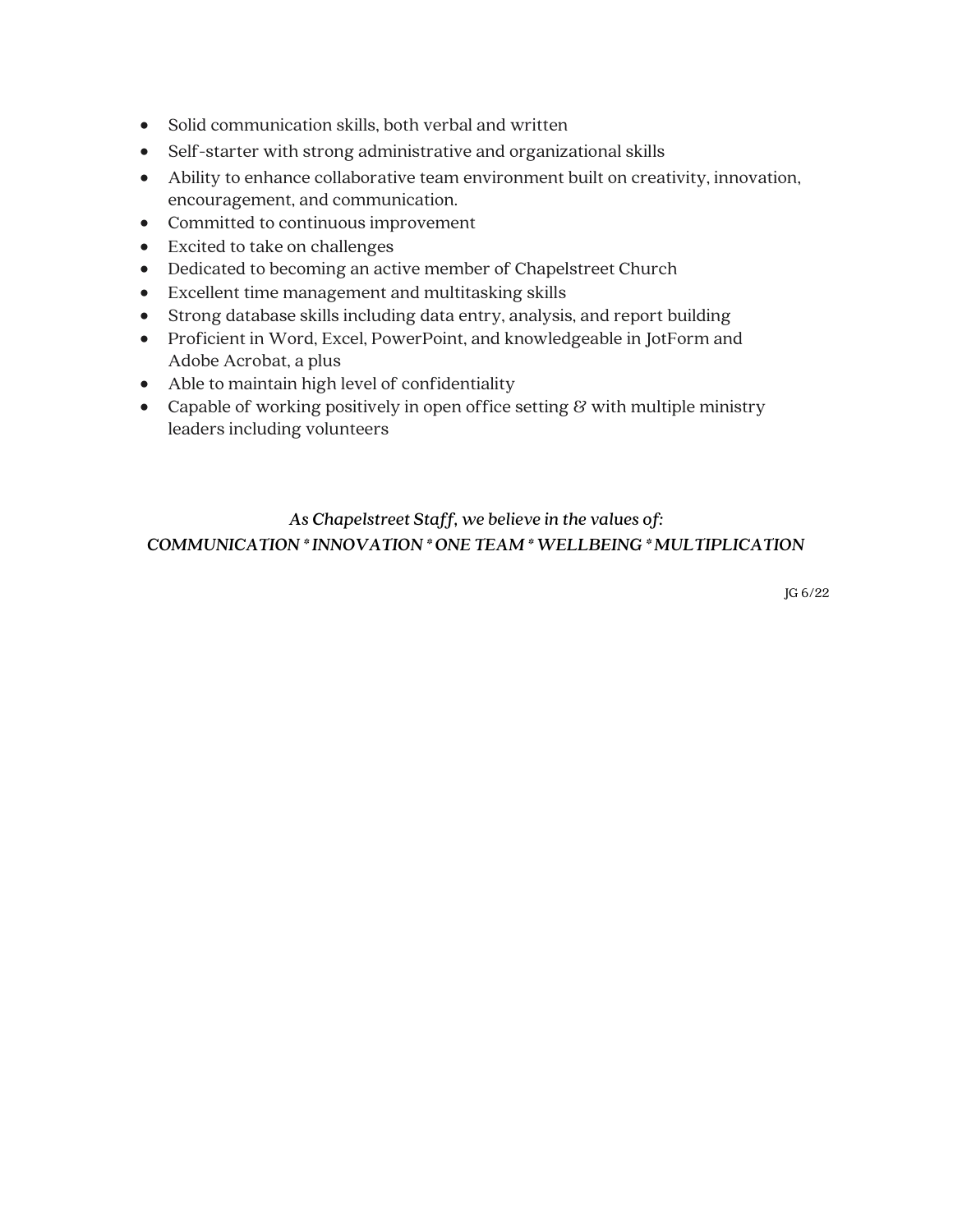- Solid communication skills, both verbal and written
- Self-starter with strong administrative and organizational skills
- Ability to enhance collaborative team environment built on creativity, innovation, encouragement, and communication.
- Committed to continuous improvement
- Excited to take on challenges
- Dedicated to becoming an active member of Chapelstreet Church
- Excellent time management and multitasking skills
- Strong database skills including data entry, analysis, and report building
- Proficient in Word, Excel, PowerPoint, and knowledgeable in JotForm and Adobe Acrobat, a plus
- Able to maintain high level of confidentiality
- Capable of working positively in open office setting & with multiple ministry leaders including volunteers

*As Chapelstreet Staff, we believe in the values of:*
***COMMUNICATION * INNOVATION * ONE TEAM * WELLBEING * MULTIPLICATION***

JG 6/22